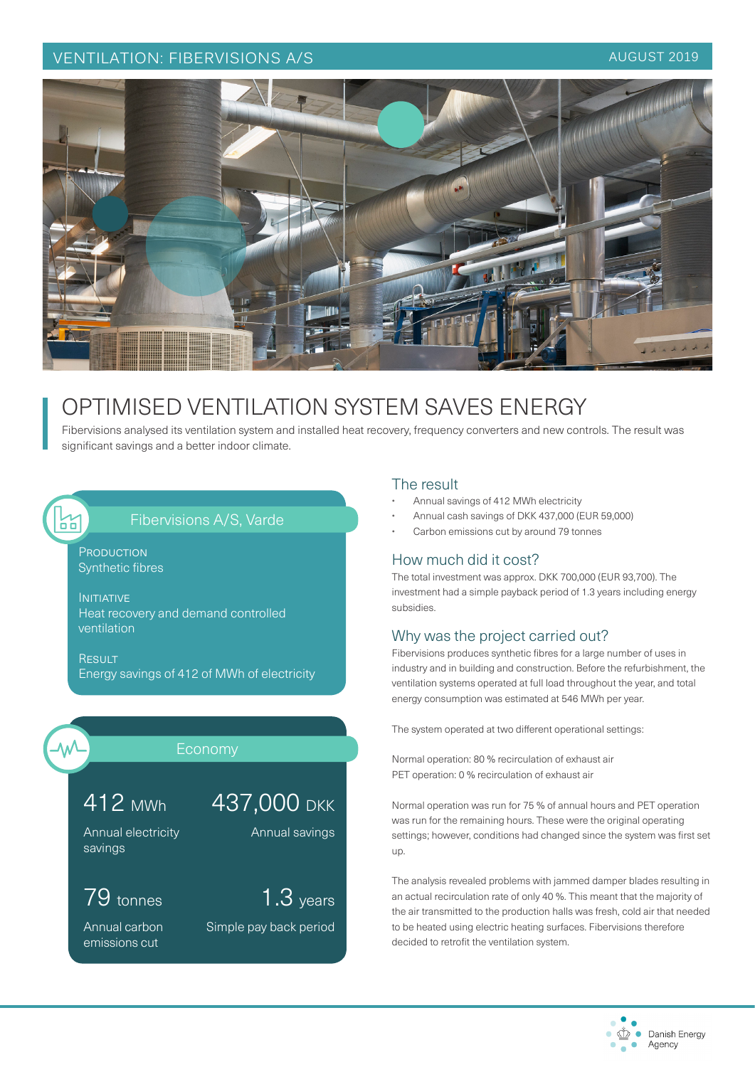VENTILATION: FIBERVISIONS A/S

AUGUST 2019

# OPTIMISED VENTILATION SYSTEM SAVES ENERGY

Fibervisions analysed its ventilation system and installed heat recovery, frequency converters and new controls. The result was significant savings and a better indoor climate.

## Fibervisions A/S, Varde

**PRODUCTION**
Synthetic fibres

**INITIATIVE**
Heat recovery and demand controlled ventilation

**RESULT**
Energy savings of 412 of MWh of electricity

## Economy

**412 MWh**
Annual electricity savings

**437,000 DKK**
Annual savings

**79 tonnes**
Annual carbon emissions cut

**1.3 years**
Simple pay back period

## The result

- Annual savings of 412 MWh electricity
- Annual cash savings of DKK 437,000 (EUR 59,000)
- Carbon emissions cut by around 79 tonnes

## How much did it cost?

The total investment was approx. DKK 700,000 (EUR 93,700). The investment had a simple payback period of 1.3 years including energy subsidies.

## Why was the project carried out?

Fibervisions produces synthetic fibres for a large number of uses in industry and in building and construction. Before the refurbishment, the ventilation systems operated at full load throughout the year, and total energy consumption was estimated at 546 MWh per year.

The system operated at two different operational settings:

Normal operation: 80 % recirculation of exhaust air
PET operation: 0 % recirculation of exhaust air

Normal operation was run for 75 % of annual hours and PET operation was run for the remaining hours. These were the original operating settings; however, conditions had changed since the system was first set up.

The analysis revealed problems with jammed damper blades resulting in an actual recirculation rate of only 40 %. This meant that the majority of the air transmitted to the production halls was fresh, cold air that needed to be heated using electric heating surfaces. Fibervisions therefore decided to retrofit the ventilation system.

Danish Energy Agency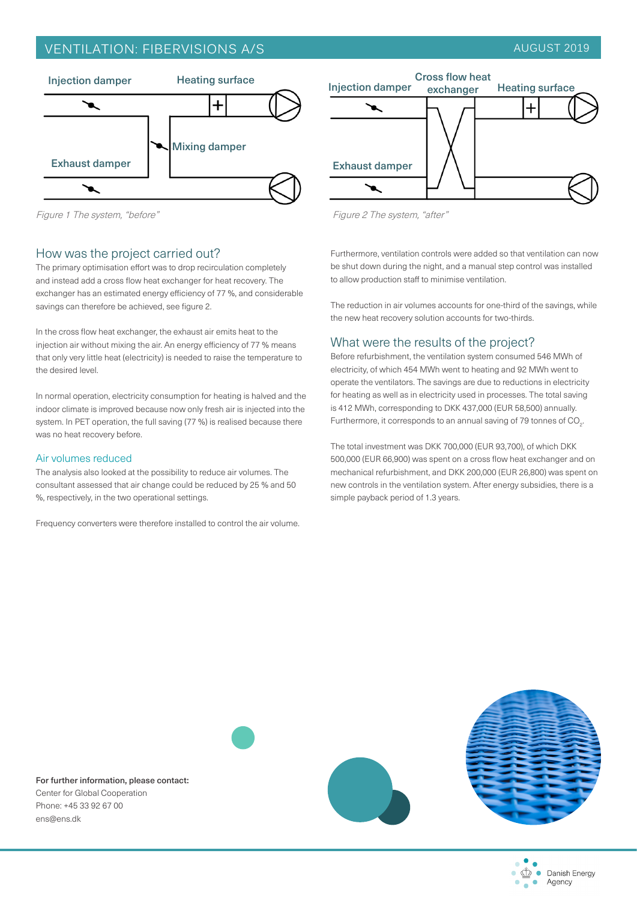Injection damper

Heating surface

Mixing damper

Exhaust damper

*Figure 1 The system, "before"*

Injection damper

Cross flow heat exchanger

Heating surface

Exhaust damper

*Figure 2 The system, "after"*

## How was the project carried out?

The primary optimisation effort was to drop recirculation completely and instead add a cross flow heat exchanger for heat recovery. The exchanger has an estimated energy efficiency of 77 %, and considerable savings can therefore be achieved, see figure 2.

In the cross flow heat exchanger, the exhaust air emits heat to the injection air without mixing the air. An energy efficiency of 77 % means that only very little heat (electricity) is needed to raise the temperature to the desired level.

In normal operation, electricity consumption for heating is halved and the indoor climate is improved because now only fresh air is injected into the system. In PET operation, the full saving (77 %) is realised because there was no heat recovery before.

### Air volumes reduced

The analysis also looked at the possibility to reduce air volumes. The consultant assessed that air change could be reduced by 25 % and 50 %, respectively, in the two operational settings.

Frequency converters were therefore installed to control the air volume.

Furthermore, ventilation controls were added so that ventilation can now be shut down during the night, and a manual step control was installed to allow production staff to minimise ventilation.

The reduction in air volumes accounts for one-third of the savings, while the new heat recovery solution accounts for two-thirds.

## What were the results of the project?

Before refurbishment, the ventilation system consumed 546 MWh of electricity, of which 454 MWh went to heating and 92 MWh went to operate the ventilators. The savings are due to reductions in electricity for heating as well as in electricity used in processes. The total saving is 412 MWh, corresponding to DKK 437,000 (EUR 58,500) annually. Furthermore, it corresponds to an annual saving of 79 tonnes of $CO_2$.

The total investment was DKK 700,000 (EUR 93,700), of which DKK 500,000 (EUR 66,900) was spent on a cross flow heat exchanger and on mechanical refurbishment, and DKK 200,000 (EUR 26,800) was spent on new controls in the ventilation system. After energy subsidies, there is a simple payback period of 1.3 years.

**For further information, please contact:**
Center for Global Cooperation
Phone: +45 33 92 67 00
ens@ens.dk

Danish Energy Agency